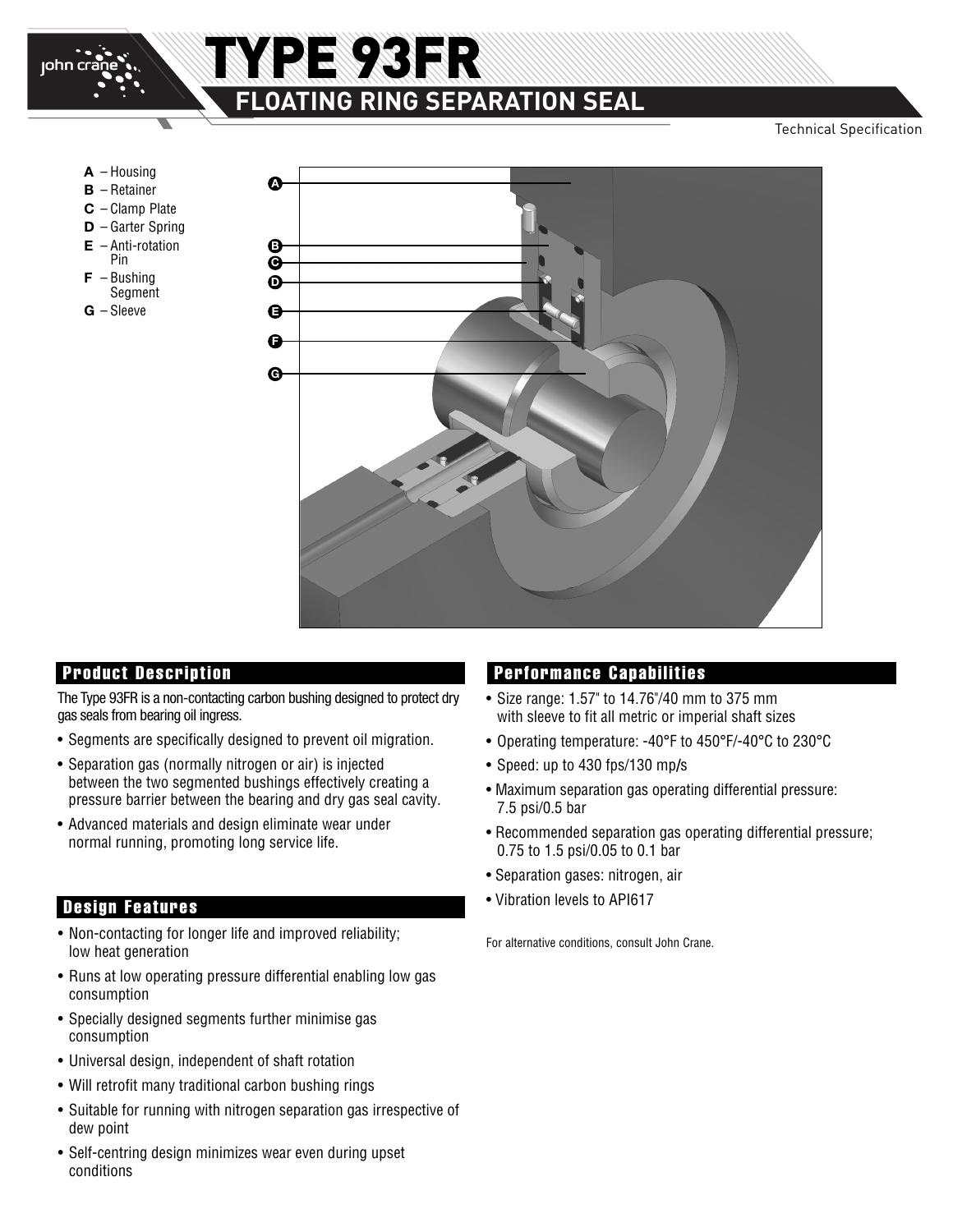# TYPE 93FR

## FLOATING RING SEPARATION SEAL

Technical Specification

- **A** – Housing
- **B** – Retainer
- **C** – Clamp Plate
- **D** – Garter Spring
- **E** – Anti-rotation Pin
- **F** – Bushing Segment
- **G** – Sleeve

### Product Description

The Type 93FR is a non-contacting carbon bushing designed to protect dry gas seals from bearing oil ingress.

- Segments are specifically designed to prevent oil migration.
- Separation gas (normally nitrogen or air) is injected between the two segmented bushings effectively creating a pressure barrier between the bearing and dry gas seal cavity.
- Advanced materials and design eliminate wear under normal running, promoting long service life.

### Design Features

- Non-contacting for longer life and improved reliability; low heat generation
- Runs at low operating pressure differential enabling low gas consumption
- Specially designed segments further minimise gas consumption
- Universal design, independent of shaft rotation
- Will retrofit many traditional carbon bushing rings
- Suitable for running with nitrogen separation gas irrespective of dew point
- Self-centring design minimizes wear even during upset conditions

### Performance Capabilities

- Size range: 1.57" to 14.76"/40 mm to 375 mm with sleeve to fit all metric or imperial shaft sizes
- Operating temperature: -40°F to 450°F/-40°C to 230°C
- Speed: up to 430 fps/130 mp/s
- Maximum separation gas operating differential pressure: 7.5 psi/0.5 bar
- Recommended separation gas operating differential pressure; 0.75 to 1.5 psi/0.05 to 0.1 bar
- Separation gases: nitrogen, air
- Vibration levels to API617

For alternative conditions, consult John Crane.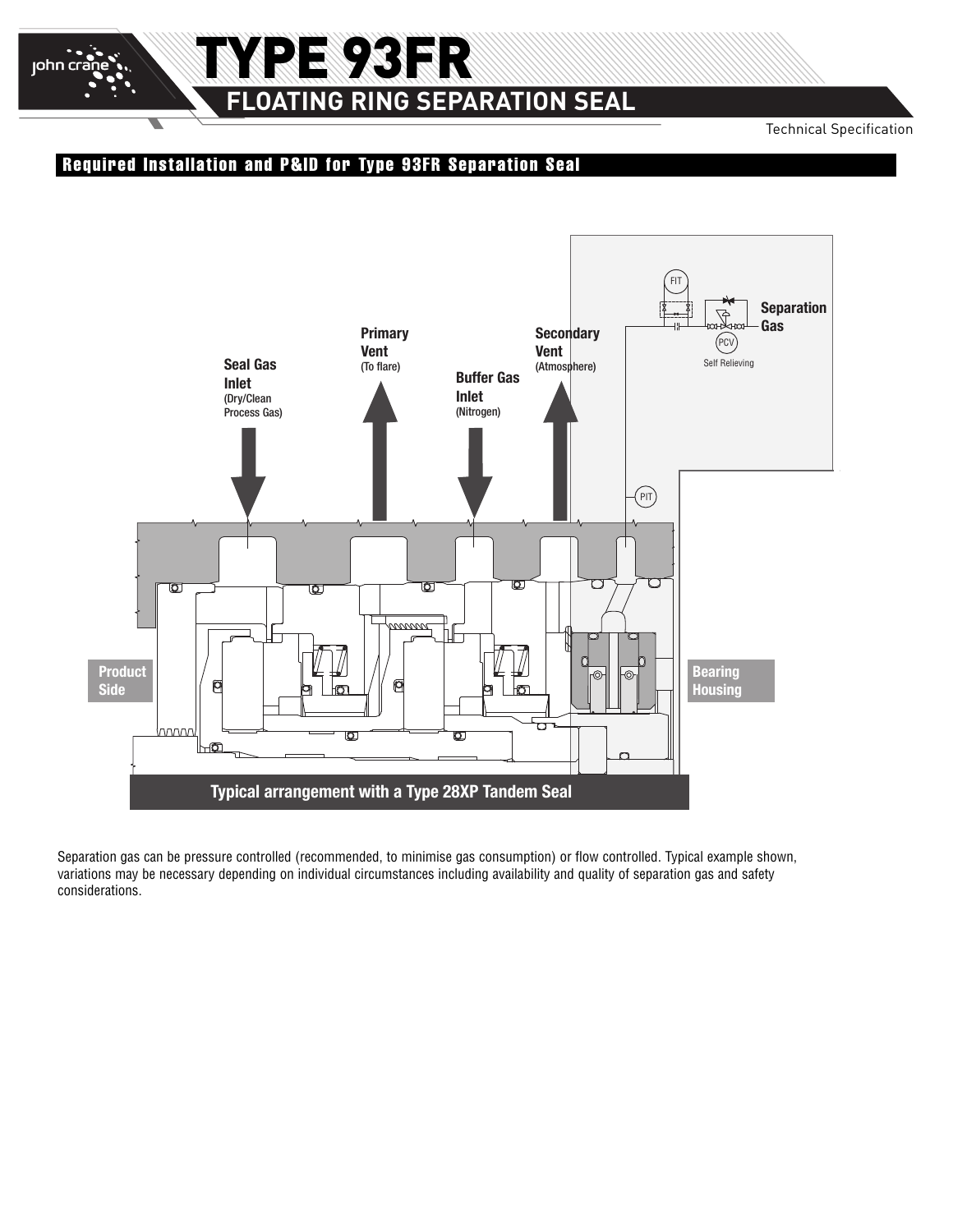## Required Installation and P&ID for Type 93FR Separation Seal

Seal Gas Inlet (Dry/Clean Process Gas)

Primary Vent (To flare)

Buffer Gas Inlet (Nitrogen)

Secondary Vent (Atmosphere)

Separation Gas

FIT

PCV

Self Relieving

PIT

Product Side

Bearing Housing

Typical arrangement with a Type 28XP Tandem Seal

Separation gas can be pressure controlled (recommended, to minimise gas consumption) or flow controlled. Typical example shown, variations may be necessary depending on individual circumstances including availability and quality of separation gas and safety considerations.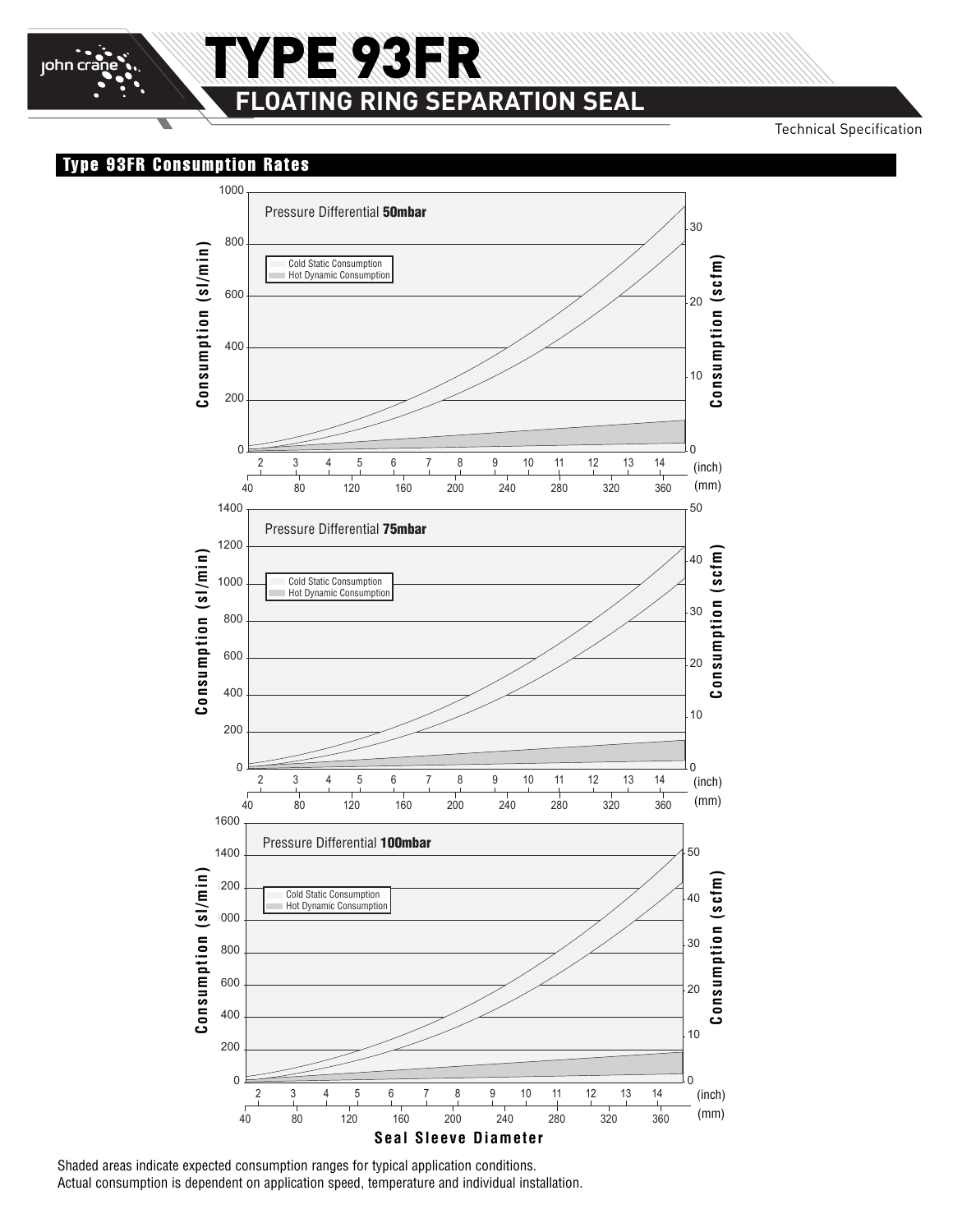# TYPE 93FR

## FLOATING RING SEPARATION SEAL

Technical Specification

## Type 93FR Consumption Rates

Pressure Differential **50mbar**

Cold Static Consumption
Hot Dynamic Consumption

Consumption (sl/min): 0, 200, 400, 600, 800, 1000
Consumption (scfm): 0, 10, 20, 30
(inch): 2, 3, 4, 5, 6, 7, 8, 9, 10, 11, 12, 13, 14
(mm): 40, 80, 120, 160, 200, 240, 280, 320, 360

Pressure Differential **75mbar**

Cold Static Consumption
Hot Dynamic Consumption

Consumption (sl/min): 0, 200, 400, 600, 800, 1000, 1200, 1400
Consumption (scfm): 0, 10, 20, 30, 40, 50
(inch): 2, 3, 4, 5, 6, 7, 8, 9, 10, 11, 12, 13, 14
(mm): 40, 80, 120, 160, 200, 240, 280, 320, 360

Pressure Differential **100mbar**

Cold Static Consumption
Hot Dynamic Consumption

Consumption (sl/min): 0, 200, 400, 600, 800, 1000, 1200, 1400, 1600
Consumption (scfm): 0, 10, 20, 30, 40, 50
(inch): 2, 3, 4, 5, 6, 7, 8, 9, 10, 11, 12, 13, 14
(mm): 40, 80, 120, 160, 200, 240, 280, 320, 360

**Seal Sleeve Diameter**

Shaded areas indicate expected consumption ranges for typical application conditions.
Actual consumption is dependent on application speed, temperature and individual installation.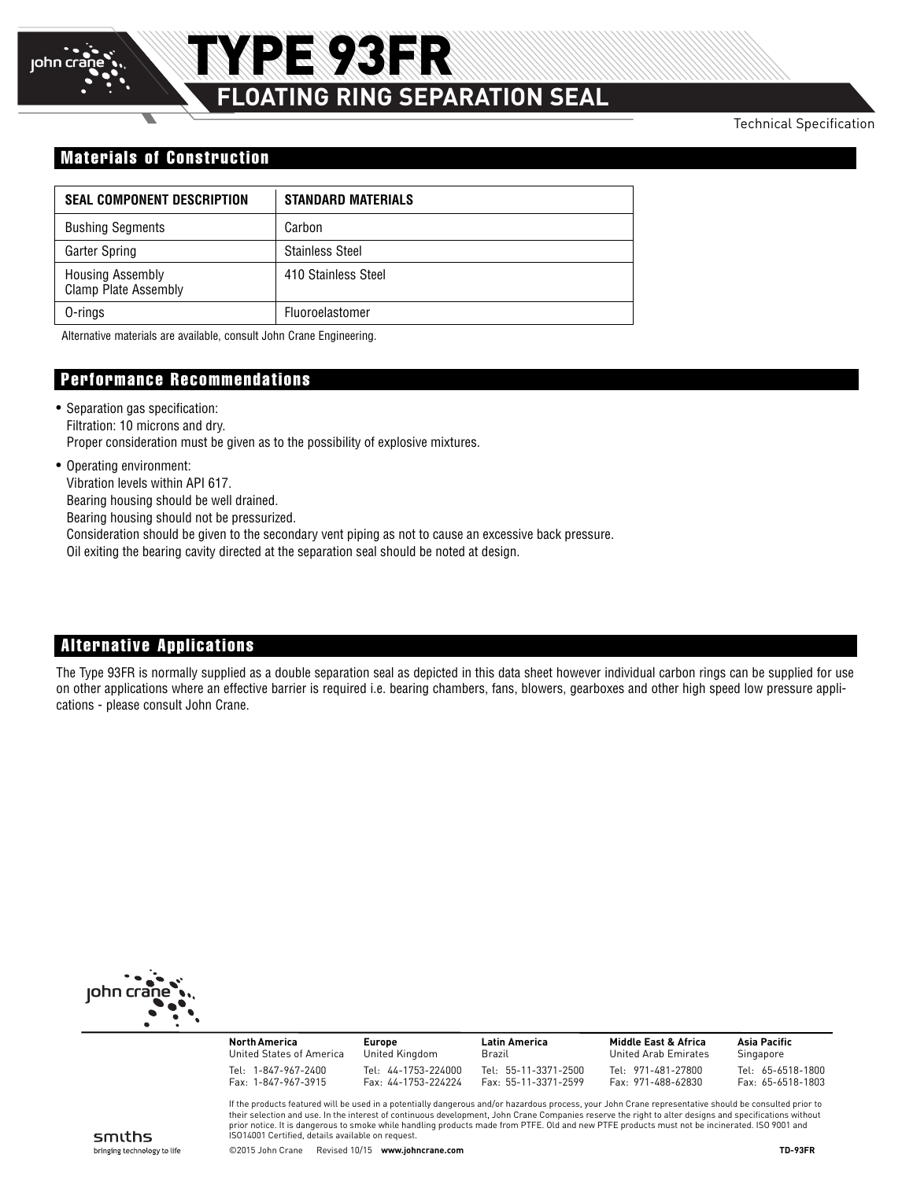# TYPE 93FR

## FLOATING RING SEPARATION SEAL

Technical Specification

### Materials of Construction

| SEAL COMPONENT DESCRIPTION | STANDARD MATERIALS |
|---|---|
| Bushing Segments | Carbon |
| Garter Spring | Stainless Steel |
| Housing Assembly<br>Clamp Plate Assembly | 410 Stainless Steel |
| O-rings | Fluoroelastomer |

Alternative materials are available, consult John Crane Engineering.

### Performance Recommendations

- Separation gas specification:
  Filtration: 10 microns and dry.
  Proper consideration must be given as to the possibility of explosive mixtures.
- Operating environment:
  Vibration levels within API 617.
  Bearing housing should be well drained.
  Bearing housing should not be pressurized.
  Consideration should be given to the secondary vent piping as not to cause an excessive back pressure.
  Oil exiting the bearing cavity directed at the separation seal should be noted at design.

### Alternative Applications

The Type 93FR is normally supplied as a double separation seal as depicted in this data sheet however individual carbon rings can be supplied for use on other applications where an effective barrier is required i.e. bearing chambers, fans, blowers, gearboxes and other high speed low pressure applications - please consult John Crane.

| North America | Europe | Latin America | Middle East & Africa | Asia Pacific |
|---|---|---|---|---|
| United States of America | United Kingdom | Brazil | United Arab Emirates | Singapore |
| Tel: 1-847-967-2400 | Tel: 44-1753-224000 | Tel: 55-11-3371-2500 | Tel: 971-481-27800 | Tel: 65-6518-1800 |
| Fax: 1-847-967-3915 | Fax: 44-1753-224224 | Fax: 55-11-3371-2599 | Fax: 971-488-62830 | Fax: 65-6518-1803 |

If the products featured will be used in a potentially dangerous and/or hazardous process, your John Crane representative should be consulted prior to their selection and use. In the interest of continuous development, John Crane Companies reserve the right to alter designs and specifications without prior notice. It is dangerous to smoke while handling products made from PTFE. Old and new PTFE products must not be incinerated. ISO 9001 and ISO14001 Certified, details available on request.

smiths
bringing technology to life

©2015 John Crane Revised 10/15 **www.johncrane.com** **TD-93FR**